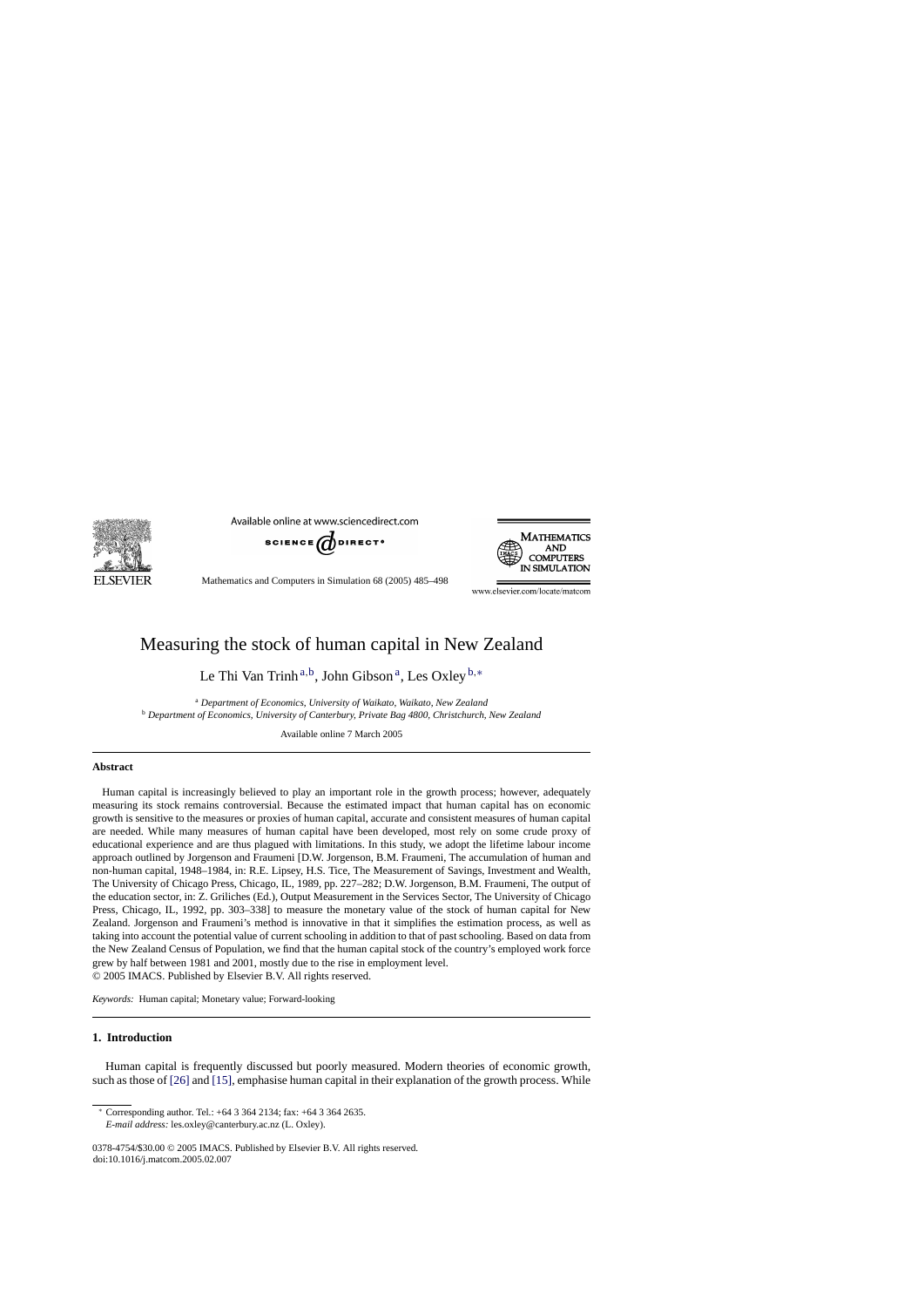# Measuring the stock of human capital in New Zealand

Le Thi Van Trinh [a,b], John Gibson [a], Les Oxley [b,*]

[a] *Department of Economics, University of Waikato, Waikato, New Zealand*
[b] *Department of Economics, University of Canterbury, Private Bag 4800, Christchurch, New Zealand*

Available online 7 March 2005

## Abstract

Human capital is increasingly believed to play an important role in the growth process; however, adequately measuring its stock remains controversial. Because the estimated impact that human capital has on economic growth is sensitive to the measures or proxies of human capital, accurate and consistent measures of human capital are needed. While many measures of human capital have been developed, most rely on some crude proxy of educational experience and are thus plagued with limitations. In this study, we adopt the lifetime labour income approach outlined by Jorgenson and Fraumeni [D.W. Jorgenson, B.M. Fraumeni, The accumulation of human and non-human capital, 1948–1984, in: R.E. Lipsey, H.S. Tice, The Measurement of Savings, Investment and Wealth, The University of Chicago Press, Chicago, IL, 1989, pp. 227–282; D.W. Jorgenson, B.M. Fraumeni, The output of the education sector, in: Z. Griliches (Ed.), Output Measurement in the Services Sector, The University of Chicago Press, Chicago, IL, 1992, pp. 303–338] to measure the monetary value of the stock of human capital for New Zealand. Jorgenson and Fraumeni's method is innovative in that it simplifies the estimation process, as well as taking into account the potential value of current schooling in addition to that of past schooling. Based on data from the New Zealand Census of Population, we find that the human capital stock of the country's employed work force grew by half between 1981 and 2001, mostly due to the rise in employment level.

© 2005 IMACS. Published by Elsevier B.V. All rights reserved.

*Keywords:* Human capital; Monetary value; Forward-looking

## 1. Introduction

Human capital is frequently discussed but poorly measured. Modern theories of economic growth, such as those of [26] and [15], emphasise human capital in their explanation of the growth process. While

---

* Corresponding author. Tel.: +64 3 364 2134; fax: +64 3 364 2635.
*E-mail address:* les.oxley@canterbury.ac.nz (L. Oxley).

0378-4754/$30.00 © 2005 IMACS. Published by Elsevier B.V. All rights reserved.
doi:10.1016/j.matcom.2005.02.007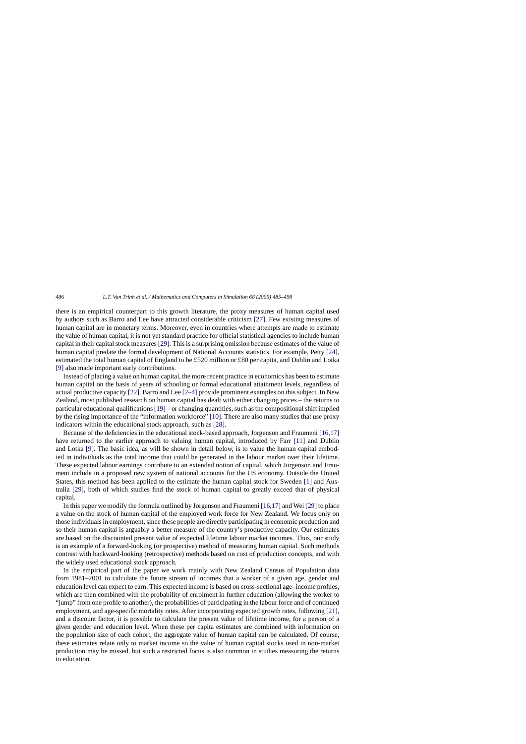there is an empirical counterpart to this growth literature, the proxy measures of human capital used by authors such as Barro and Lee have attracted considerable criticism [27]. Few existing measures of human capital are in monetary terms. Moreover, even in countries where attempts are made to estimate the value of human capital, it is not yet standard practice for official statistical agencies to include human capital in their capital stock measures [29]. This is a surprising omission because estimates of the value of human capital predate the formal development of National Accounts statistics. For example, Petty [24], estimated the total human capital of England to be £520 million or £80 per capita, and Dublin and Lotka [9] also made important early contributions.

Instead of placing a value on human capital, the more recent practice in economics has been to estimate human capital on the basis of years of schooling or formal educational attainment levels, regardless of actual productive capacity [22]. Barro and Lee [2–4] provide prominent examples on this subject. In New Zealand, most published research on human capital has dealt with either changing prices – the returns to particular educational qualifications [19] – or changing quantities, such as the compositional shift implied by the rising importance of the "information workforce" [10]. There are also many studies that use proxy indicators within the educational stock approach, such as [28].

Because of the deficiencies in the educational stock-based approach, Jorgenson and Fraumeni [16,17] have returned to the earlier approach to valuing human capital, introduced by Farr [11] and Dublin and Lotka [9]. The basic idea, as will be shown in detail below, is to value the human capital embodied in individuals as the total income that could be generated in the labour market over their lifetime. These expected labour earnings contribute to an extended notion of capital, which Jorgenson and Fraumeni include in a proposed new system of national accounts for the US economy. Outside the United States, this method has been applied to the estimate the human capital stock for Sweden [1] and Australia [29], both of which studies find the stock of human capital to greatly exceed that of physical capital.

In this paper we modify the formula outlined by Jorgenson and Fraumeni [16,17] and Wei [29] to place a value on the stock of human capital of the employed work force for New Zealand. We focus only on those individuals in employment, since these people are directly participating in economic production and so their human capital is arguably a better measure of the country's productive capacity. Our estimates are based on the discounted present value of expected lifetime labour market incomes. Thus, our study is an example of a forward-looking (or prospective) method of measuring human capital. Such methods contrast with backward-looking (retrospective) methods based on cost of production concepts, and with the widely used educational stock approach.

In the empirical part of the paper we work mainly with New Zealand Census of Population data from 1981–2001 to calculate the future stream of incomes that a worker of a given age, gender and education level can expect to earn. This expected income is based on cross-sectional age–income profiles, which are then combined with the probability of enrolment in further education (allowing the worker to "jump" from one profile to another), the probabilities of participating in the labour force and of continued employment, and age-specific mortality rates. After incorporating expected growth rates, following [21], and a discount factor, it is possible to calculate the present value of lifetime income, for a person of a given gender and education level. When these per capita estimates are combined with information on the population size of each cohort, the aggregate value of human capital can be calculated. Of course, these estimates relate only to market income so the value of human capital stocks used in non-market production may be missed, but such a restricted focus is also common in studies measuring the returns to education.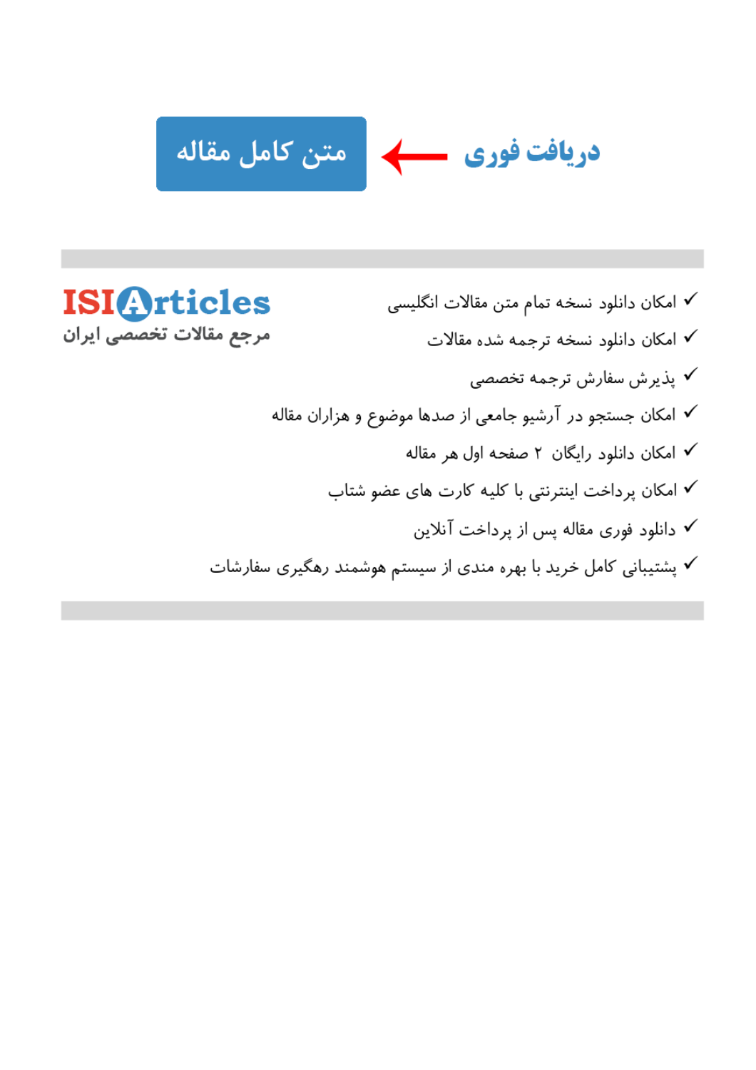دریافت فوری ← **متن کامل مقاله**

**ISIArticles**
مرجع مقالات تخصصی ایران

- ✓ امکان دانلود نسخه تمام متن مقالات انگلیسی
- ✓ امکان دانلود نسخه ترجمه شده مقالات
- ✓ پذیرش سفارش ترجمه تخصصی
- ✓ امکان جستجو در آرشیو جامعی از صدها موضوع و هزاران مقاله
- ✓ امکان دانلود رایگان ۲ صفحه اول هر مقاله
- ✓ امکان پرداخت اینترنتی با کلیه کارت های عضو شتاب
- ✓ دانلود فوری مقاله پس از پرداخت آنلاین
- ✓ پشتیبانی کامل خرید با بهره مندی از سیستم هوشمند رهگیری سفارشات